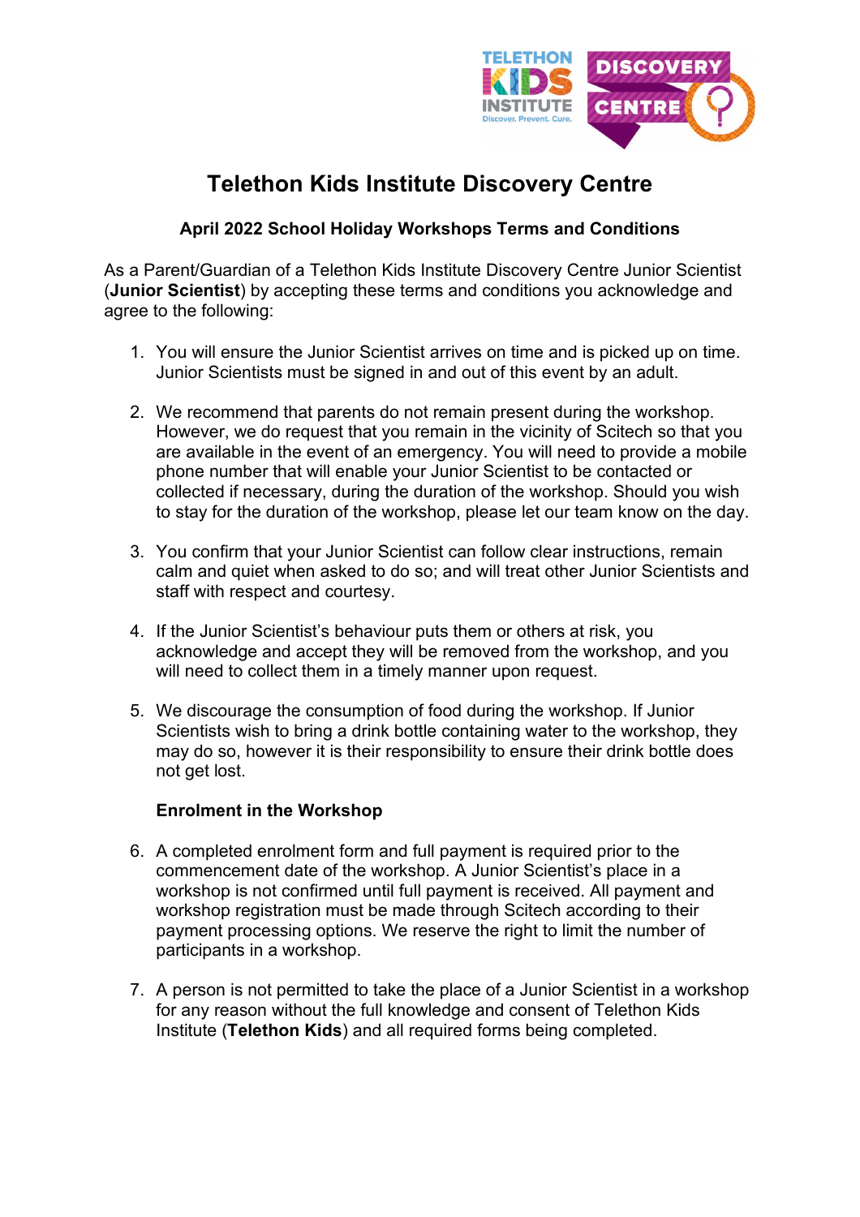# Telethon Kids Institute Discovery Centre

### April 2022 School Holiday Workshops Terms and Conditions

As a Parent/Guardian of a Telethon Kids Institute Discovery Centre Junior Scientist (**Junior Scientist**) by accepting these terms and conditions you acknowledge and agree to the following:

1. You will ensure the Junior Scientist arrives on time and is picked up on time. Junior Scientists must be signed in and out of this event by an adult.

2. We recommend that parents do not remain present during the workshop. However, we do request that you remain in the vicinity of Scitech so that you are available in the event of an emergency. You will need to provide a mobile phone number that will enable your Junior Scientist to be contacted or collected if necessary, during the duration of the workshop. Should you wish to stay for the duration of the workshop, please let our team know on the day.

3. You confirm that your Junior Scientist can follow clear instructions, remain calm and quiet when asked to do so; and will treat other Junior Scientists and staff with respect and courtesy.

4. If the Junior Scientist's behaviour puts them or others at risk, you acknowledge and accept they will be removed from the workshop, and you will need to collect them in a timely manner upon request.

5. We discourage the consumption of food during the workshop. If Junior Scientists wish to bring a drink bottle containing water to the workshop, they may do so, however it is their responsibility to ensure their drink bottle does not get lost.

**Enrolment in the Workshop**

6. A completed enrolment form and full payment is required prior to the commencement date of the workshop. A Junior Scientist's place in a workshop is not confirmed until full payment is received. All payment and workshop registration must be made through Scitech according to their payment processing options. We reserve the right to limit the number of participants in a workshop.

7. A person is not permitted to take the place of a Junior Scientist in a workshop for any reason without the full knowledge and consent of Telethon Kids Institute (**Telethon Kids**) and all required forms being completed.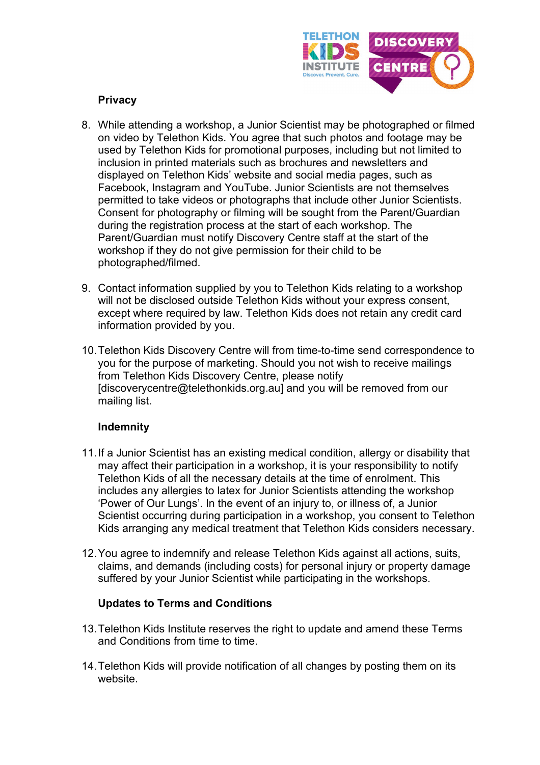**Privacy**

8. While attending a workshop, a Junior Scientist may be photographed or filmed on video by Telethon Kids. You agree that such photos and footage may be used by Telethon Kids for promotional purposes, including but not limited to inclusion in printed materials such as brochures and newsletters and displayed on Telethon Kids' website and social media pages, such as Facebook, Instagram and YouTube. Junior Scientists are not themselves permitted to take videos or photographs that include other Junior Scientists. Consent for photography or filming will be sought from the Parent/Guardian during the registration process at the start of each workshop. The Parent/Guardian must notify Discovery Centre staff at the start of the workshop if they do not give permission for their child to be photographed/filmed.

9. Contact information supplied by you to Telethon Kids relating to a workshop will not be disclosed outside Telethon Kids without your express consent, except where required by law. Telethon Kids does not retain any credit card information provided by you.

10. Telethon Kids Discovery Centre will from time-to-time send correspondence to you for the purpose of marketing. Should you not wish to receive mailings from Telethon Kids Discovery Centre, please notify [discoverycentre@telethonkids.org.au] and you will be removed from our mailing list.

**Indemnity**

11. If a Junior Scientist has an existing medical condition, allergy or disability that may affect their participation in a workshop, it is your responsibility to notify Telethon Kids of all the necessary details at the time of enrolment. This includes any allergies to latex for Junior Scientists attending the workshop 'Power of Our Lungs'. In the event of an injury to, or illness of, a Junior Scientist occurring during participation in a workshop, you consent to Telethon Kids arranging any medical treatment that Telethon Kids considers necessary.

12. You agree to indemnify and release Telethon Kids against all actions, suits, claims, and demands (including costs) for personal injury or property damage suffered by your Junior Scientist while participating in the workshops.

**Updates to Terms and Conditions**

13. Telethon Kids Institute reserves the right to update and amend these Terms and Conditions from time to time.

14. Telethon Kids will provide notification of all changes by posting them on its website.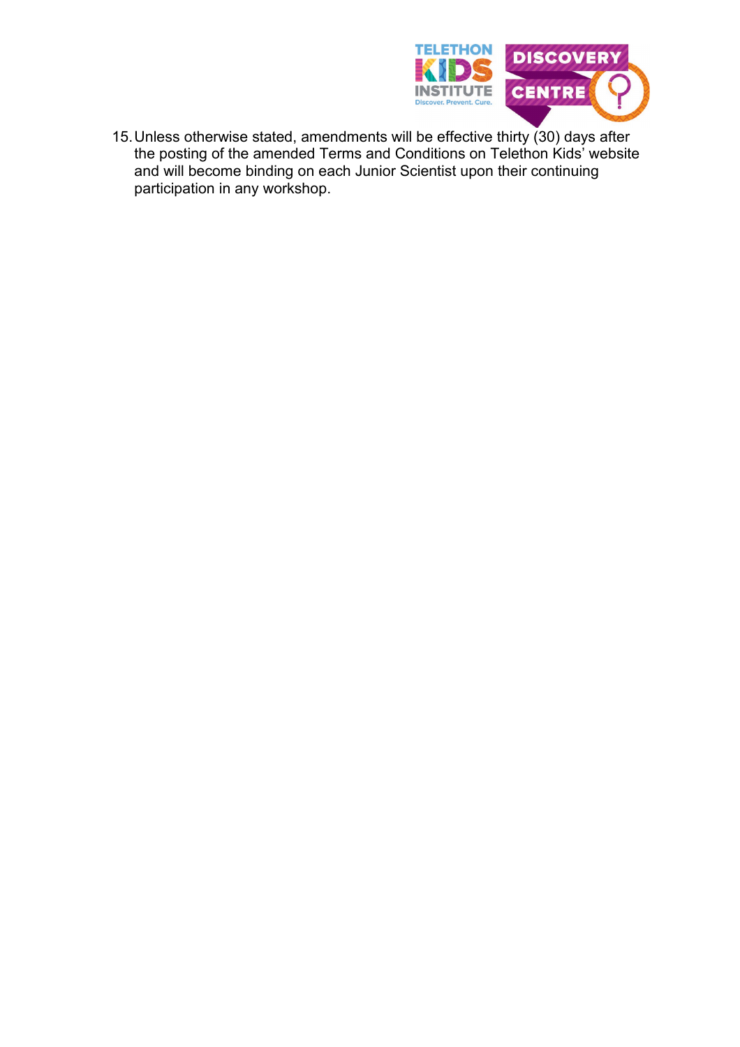15. Unless otherwise stated, amendments will be effective thirty (30) days after the posting of the amended Terms and Conditions on Telethon Kids' website and will become binding on each Junior Scientist upon their continuing participation in any workshop.